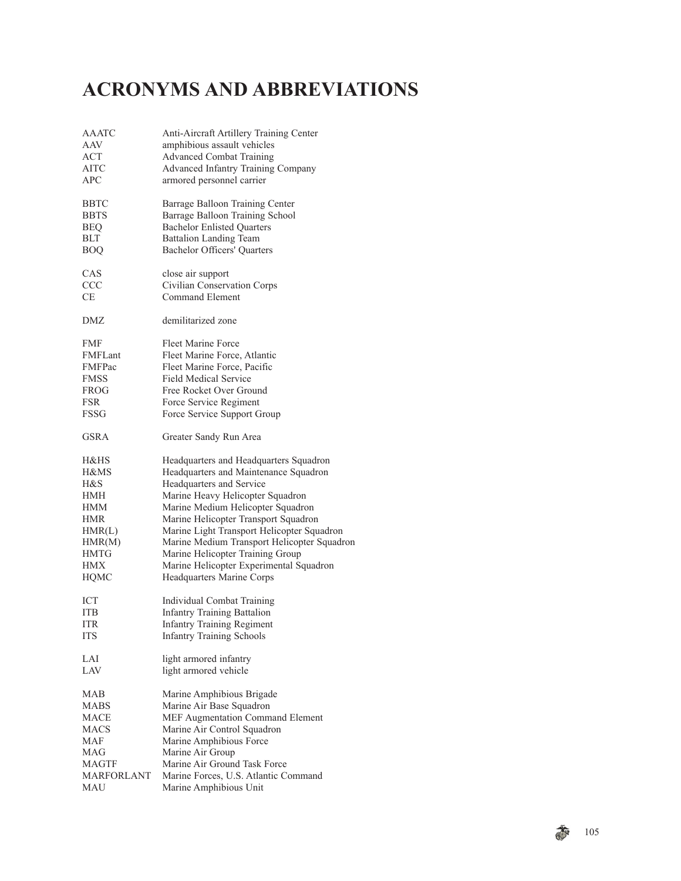# ACRONYMS AND ABBREVIATIONS

| | |
|---|---|
| AAATC | Anti-Aircraft Artillery Training Center |
| AAV | amphibious assault vehicles |
| ACT | Advanced Combat Training |
| AITC | Advanced Infantry Training Company |
| APC | armored personnel carrier |
| | |
| BBTC | Barrage Balloon Training Center |
| BBTS | Barrage Balloon Training School |
| BEQ | Bachelor Enlisted Quarters |
| BLT | Battalion Landing Team |
| BOQ | Bachelor Officers' Quarters |
| | |
| CAS | close air support |
| CCC | Civilian Conservation Corps |
| CE | Command Element |
| | |
| DMZ | demilitarized zone |
| | |
| FMF | Fleet Marine Force |
| FMFLant | Fleet Marine Force, Atlantic |
| FMFPac | Fleet Marine Force, Pacific |
| FMSS | Field Medical Service |
| FROG | Free Rocket Over Ground |
| FSR | Force Service Regiment |
| FSSG | Force Service Support Group |
| | |
| GSRA | Greater Sandy Run Area |
| | |
| H&HS | Headquarters and Headquarters Squadron |
| H&MS | Headquarters and Maintenance Squadron |
| H&S | Headquarters and Service |
| HMH | Marine Heavy Helicopter Squadron |
| HMM | Marine Medium Helicopter Squadron |
| HMR | Marine Helicopter Transport Squadron |
| HMR(L) | Marine Light Transport Helicopter Squadron |
| HMR(M) | Marine Medium Transport Helicopter Squadron |
| HMTG | Marine Helicopter Training Group |
| HMX | Marine Helicopter Experimental Squadron |
| HQMC | Headquarters Marine Corps |
| | |
| ICT | Individual Combat Training |
| ITB | Infantry Training Battalion |
| ITR | Infantry Training Regiment |
| ITS | Infantry Training Schools |
| | |
| LAI | light armored infantry |
| LAV | light armored vehicle |
| | |
| MAB | Marine Amphibious Brigade |
| MABS | Marine Air Base Squadron |
| MACE | MEF Augmentation Command Element |
| MACS | Marine Air Control Squadron |
| MAF | Marine Amphibious Force |
| MAG | Marine Air Group |
| MAGTF | Marine Air Ground Task Force |
| MARFORLANT | Marine Forces, U.S. Atlantic Command |
| MAU | Marine Amphibious Unit |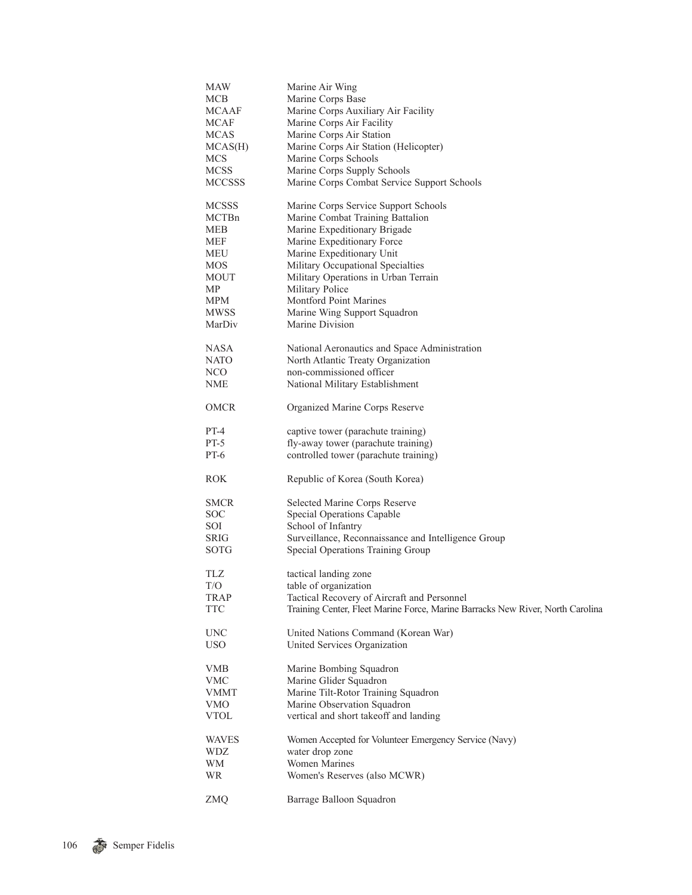| | |
|---|---|
| MAW | Marine Air Wing |
| MCB | Marine Corps Base |
| MCAAF | Marine Corps Auxiliary Air Facility |
| MCAF | Marine Corps Air Facility |
| MCAS | Marine Corps Air Station |
| MCAS(H) | Marine Corps Air Station (Helicopter) |
| MCS | Marine Corps Schools |
| MCSS | Marine Corps Supply Schools |
| MCCSSS | Marine Corps Combat Service Support Schools |
| MCSSS | Marine Corps Service Support Schools |
| MCTBn | Marine Combat Training Battalion |
| MEB | Marine Expeditionary Brigade |
| MEF | Marine Expeditionary Force |
| MEU | Marine Expeditionary Unit |
| MOS | Military Occupational Specialties |
| MOUT | Military Operations in Urban Terrain |
| MP | Military Police |
| MPM | Montford Point Marines |
| MWSS | Marine Wing Support Squadron |
| MarDiv | Marine Division |
| NASA | National Aeronautics and Space Administration |
| NATO | North Atlantic Treaty Organization |
| NCO | non-commissioned officer |
| NME | National Military Establishment |
| OMCR | Organized Marine Corps Reserve |
| PT-4 | captive tower (parachute training) |
| PT-5 | fly-away tower (parachute training) |
| PT-6 | controlled tower (parachute training) |
| ROK | Republic of Korea (South Korea) |
| SMCR | Selected Marine Corps Reserve |
| SOC | Special Operations Capable |
| SOI | School of Infantry |
| SRIG | Surveillance, Reconnaissance and Intelligence Group |
| SOTG | Special Operations Training Group |
| TLZ | tactical landing zone |
| T/O | table of organization |
| TRAP | Tactical Recovery of Aircraft and Personnel |
| TTC | Training Center, Fleet Marine Force, Marine Barracks New River, North Carolina |
| UNC | United Nations Command (Korean War) |
| USO | United Services Organization |
| VMB | Marine Bombing Squadron |
| VMC | Marine Glider Squadron |
| VMMT | Marine Tilt-Rotor Training Squadron |
| VMO | Marine Observation Squadron |
| VTOL | vertical and short takeoff and landing |
| WAVES | Women Accepted for Volunteer Emergency Service (Navy) |
| WDZ | water drop zone |
| WM | Women Marines |
| WR | Women's Reserves (also MCWR) |
| ZMQ | Barrage Balloon Squadron |